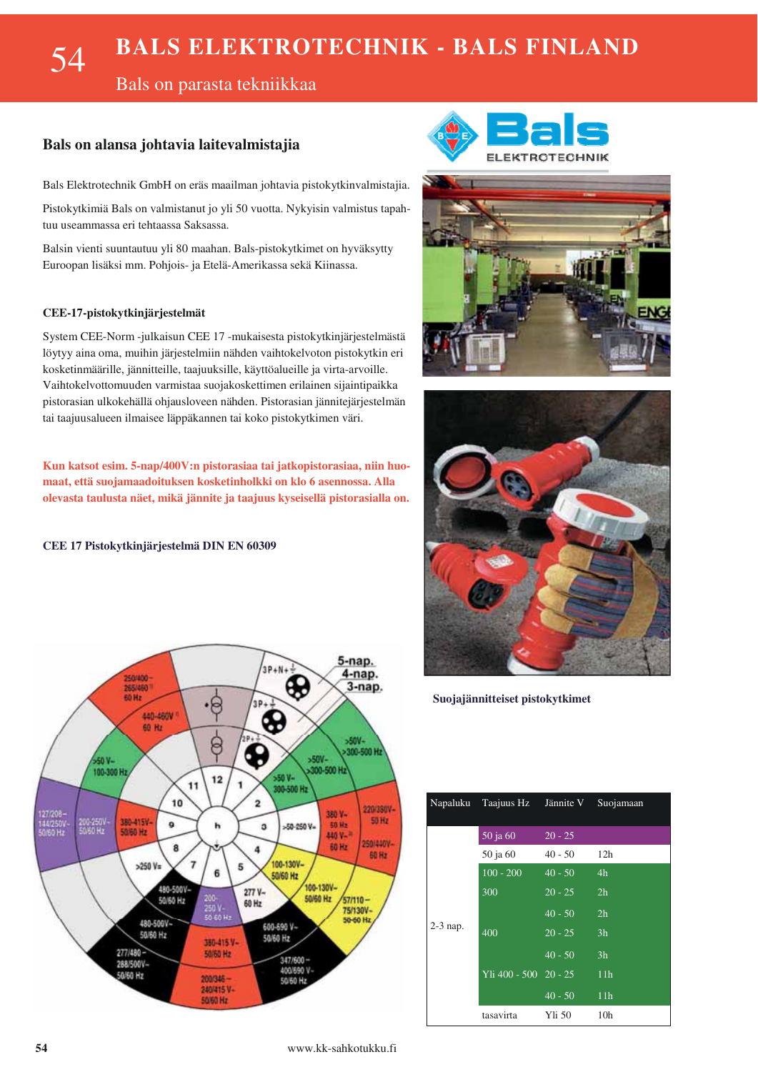# BALS ELEKTROTECHNIK - BALS FINLAND

Bals on parasta tekniikkaa

## Bals on alansa johtavia laitevalmistajia

Bals Elektrotechnik GmbH on eräs maailman johtavia pistokytkinvalmistajia.

Pistokytkimiä Bals on valmistanut jo yli 50 vuotta. Nykyisin valmistus tapahtuu useammassa eri tehtaassa Saksassa.

Balsin vienti suuntautuu yli 80 maahan. Bals-pistokytkimet on hyväksytty Euroopan lisäksi mm. Pohjois- ja Etelä-Amerikassa sekä Kiinassa.

### CEE-17-pistokytkinjärjestelmät

System CEE-Norm -julkaisun CEE 17 -mukaisesta pistokytkinjärjestelmästä löytyy aina oma, muihin järjestelmiin nähden vaihtokelvoton pistokytkin eri kosketinmäärille, jännitteille, taajuuksille, käyttöalueille ja virta-arvoille. Vaihtokelvottomuuden varmistaa suojakoskettimen erilainen sijaintipaikka pistorasian ulkokehällä ohjausloveen nähden. Pistorasian jännitejärjestelmän tai taajuusalueen ilmaisee läppäkannen tai koko pistokytkimen väri.

**Kun katsot esim. 5-nap/400V:n pistorasiaa tai jatkopistorasiaa, niin huomaat, että suojamaadoituksen kosketinholkki on klo 6 asennossa. Alla olevasta taulusta näet, mikä jännite ja taajuus kyseisellä pistorasialla on.**

### CEE 17 Pistokytkinjärjestelmä DIN EN 60309

Suojajännitteiset pistokytkimet

| Napaluku | Taajuus Hz | Jännite V | Suojamaan |
|---|---|---|---|
| 2-3 nap. | 50 ja 60 | 20 - 25 | |
| | 50 ja 60 | 40 - 50 | 12h |
| | 100 - 200 | 40 - 50 | 4h |
| | 300 | 20 - 25 | 2h |
| | | 40 - 50 | 2h |
| | 400 | 20 - 25 | 3h |
| | | 40 - 50 | 3h |
| | Yli 400 - 500 | 20 - 25 | 11h |
| | | 40 - 50 | 11h |
| | tasavirta | Yli 50 | 10h |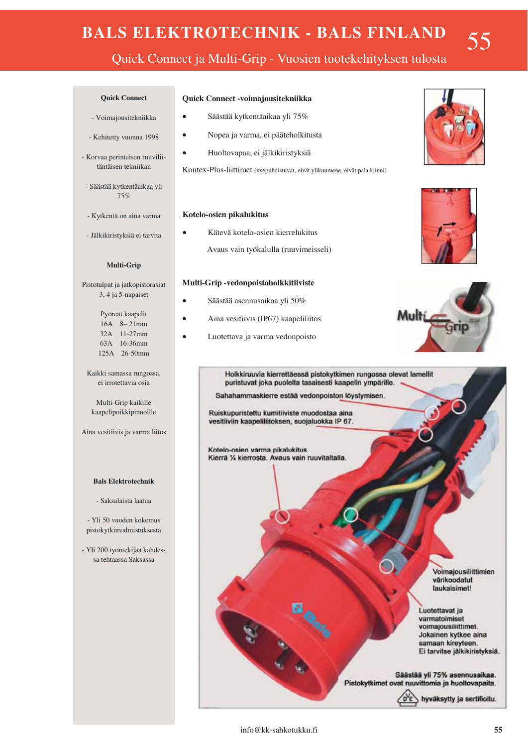# BALS ELEKTROTECHNIK - BALS FINLAND

## Quick Connect ja Multi-Grip - Vuosien tuotekehityksen tulosta

**Quick Connect**

- Voimajousitekniikka

- Kehitetty vuonna 1998

- Korvaa perinteisen ruuviliitäntäisen tekniikan

- Säästää kytkentäaikaa yli 75%

- Kytkentä on aina varma

- Jälkikiristyksiä ei tarvita

**Multi-Grip**

Pistotulpat ja jatkopistorasiat 3, 4 ja 5-napaiset

Pyöreät kaapelit
16A 8– 21mm
32A 11-27mm
63A 16-36mm
125A 26-50mm

Kaikki samassa rungossa, ei irrotettavia osia

Multi-Grip kaikille kaapelipoikkipinnoille

Aina vesitiivis ja varma liitos

**Bals Elektrotechnik**

- Saksalaista laatua

- Yli 50 vuoden kokemus pistokytkinvalmistuksesta

- Yli 200 työntekijää kahdessa tehtaassa Saksassa

### Quick Connect -voimajousitekniikka

- Säästää kytkentäaikaa yli 75%
- Nopea ja varma, ei pääteholkitusta
- Huoltovapaa, ei jälkikiristyksiä

Kontex-Plus-liittimet (itsepuhdistuvat, eivät ylikuumene, eivät pala kiinni)

### Kotelo-osien pikalukitus

- Kätevä kotelo-osien kierrelukitus

Avaus vain työkalulla (ruuvimeisseli)

### Multi-Grip -vedonpoistoholkkitiiviste

- Säästää asennusaikaa yli 50%
- Aina vesitiivis (IP67) kaapeliliitos
- Luotettava ja varma vedonpoisto

Holkkiruuvia kierrettäessä pistokytkimen rungossa olevat lamellit puristuvat joka puolelta tasaisesti kaapelin ympärille.

Sahahammaskierre estää vedonpoiston löystymisen.

Ruiskupuristettu kumitiiviste muodostaa aina vesitiiviin kaapeliliitoksen, suojaluokka IP 67.

Kotelo-osien varma pikalukitus. Kierrä ¼ kierrosta. Avaus vain ruuvitaltalla.

Voimajousiliittimien värikoodatut laukaisimet!

Luotettavat ja varmatoimiset voimajousiliittimet. Jokainen kytkee aina samaan kireyteen. Ei tarvitse jälkikiristyksiä.

Säästää yli 75% asennusaikaa. Pistokytkimet ovat ruuvittomia ja huoltovapaita.

hyväksytty ja sertifioitu.

info@kk-sahkotukku.fi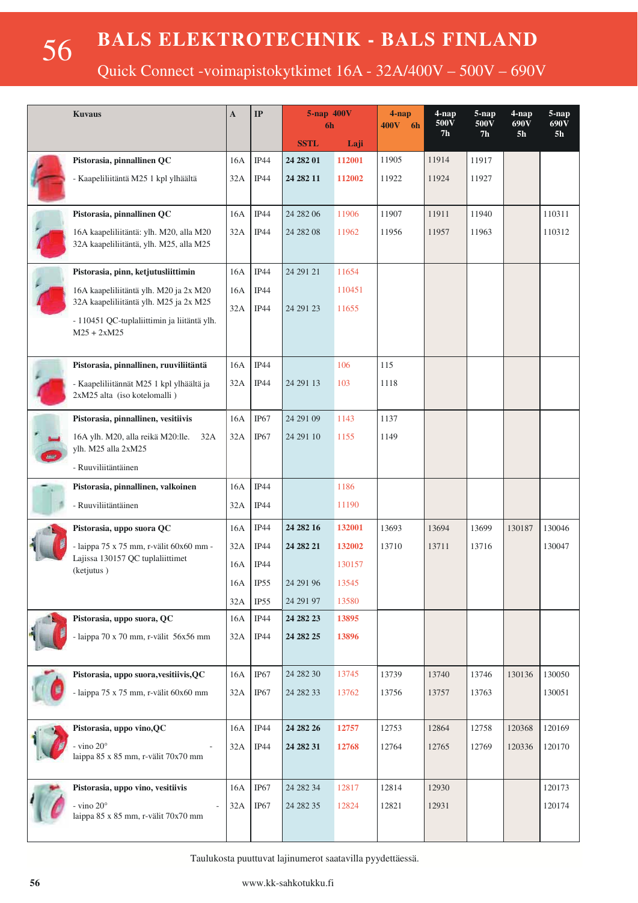# BALS ELEKTROTECHNIK - BALS FINLAND

## Quick Connect -voimapistokytkimet 16A - 32A/400V – 500V – 690V

| Kuvaus | A | IP | 5-nap 400V 6h | | 4-nap 400V 6h | 4-nap 500V 7h | 5-nap 500V 7h | 4-nap 690V 5h | 5-nap 690V 5h |
|---|---|---|---|---|---|---|---|---|---|
| | | | SSTL | Laji | | | | | |
| **Pistorasia, pinnallinen QC** | 16A | IP44 | **24 282 01** | **112001** | 11905 | 11914 | 11917 | | |
| - Kaapeliliitäntä M25 1 kpl ylhäältä | 32A | IP44 | **24 282 11** | **112002** | 11922 | 11924 | 11927 | | |
| **Pistorasia, pinnallinen QC** | 16A | IP44 | 24 282 06 | 11906 | 11907 | 11911 | 11940 | | 110311 |
| 16A kaapeliliitäntä: ylh. M20, alla M20 32A kaapeliliitäntä, ylh. M25, alla M25 | 32A | IP44 | 24 282 08 | 11962 | 11956 | 11957 | 11963 | | 110312 |
| **Pistorasia, pinn, ketjutusliittimin** | 16A | IP44 | 24 291 21 | 11654 | | | | | |
| 16A kaapeliliitäntä ylh. M20 ja 2x M20 | 16A | IP44 | | 110451 | | | | | |
| 32A kaapeliliitäntä ylh. M25 ja 2x M25 | 32A | IP44 | 24 291 23 | 11655 | | | | | |
| - 110451 QC-tuplaliittimin ja liitäntä ylh. M25 + 2xM25 | | | | | | | | | |
| **Pistorasia, pinnallinen, ruuviliitäntä** | 16A | IP44 | | 106 | 115 | | | | |
| - Kaapeliliitännät M25 1 kpl ylhäältä ja 2xM25 alta (iso kotelomalli ) | 32A | IP44 | 24 291 13 | 103 | 1118 | | | | |
| **Pistorasia, pinnallinen, vesitiivis** | 16A | IP67 | 24 291 09 | 1143 | 1137 | | | | |
| 16A ylh. M20, alla reikä M20:lle. 32A ylh. M25 alla 2xM25 | 32A | IP67 | 24 291 10 | 1155 | 1149 | | | | |
| - Ruuviliitäntäinen | | | | | | | | | |
| **Pistorasia, pinnallinen, valkoinen** | 16A | IP44 | | 1186 | | | | | |
| - Ruuviliitäntäinen | 32A | IP44 | | 11190 | | | | | |
| **Pistorasia, uppo suora QC** | 16A | IP44 | **24 282 16** | **132001** | 13693 | 13694 | 13699 | 130187 | 130046 |
| - laippa 75 x 75 mm, r-välit 60x60 mm - Lajissa 130157 QC tuplaliittimet (ketjutus ) | 32A | IP44 | **24 282 21** | **132002** | 13710 | 13711 | 13716 | | 130047 |
| | 16A | IP44 | | 130157 | | | | | |
| | 16A | IP55 | 24 291 96 | 13545 | | | | | |
| | 32A | IP55 | 24 291 97 | 13580 | | | | | |
| **Pistorasia, uppo suora, QC** | 16A | IP44 | **24 282 23** | **13895** | | | | | |
| - laippa 70 x 70 mm, r-välit 56x56 mm | 32A | IP44 | **24 282 25** | **13896** | | | | | |
| **Pistorasia, uppo suora,vesitiivis,QC** | 16A | IP67 | 24 282 30 | 13745 | 13739 | 13740 | 13746 | 130136 | 130050 |
| - laippa 75 x 75 mm, r-välit 60x60 mm | 32A | IP67 | 24 282 33 | 13762 | 13756 | 13757 | 13763 | | 130051 |
| **Pistorasia, uppo vino,QC** | 16A | IP44 | **24 282 26** | **12757** | 12753 | 12864 | 12758 | 120368 | 120169 |
| - vino 20° - laippa 85 x 85 mm, r-välit 70x70 mm | 32A | IP44 | **24 282 31** | **12768** | 12764 | 12765 | 12769 | 120336 | 120170 |
| **Pistorasia, uppo vino, vesitiivis** | 16A | IP67 | 24 282 34 | 12817 | 12814 | 12930 | | | 120173 |
| - vino 20° - laippa 85 x 85 mm, r-välit 70x70 mm | 32A | IP67 | 24 282 35 | 12824 | 12821 | 12931 | | | 120174 |

Taulukosta puuttuvat lajinumerot saatavilla pyydettäessä.

www.kk-sahkotukku.fi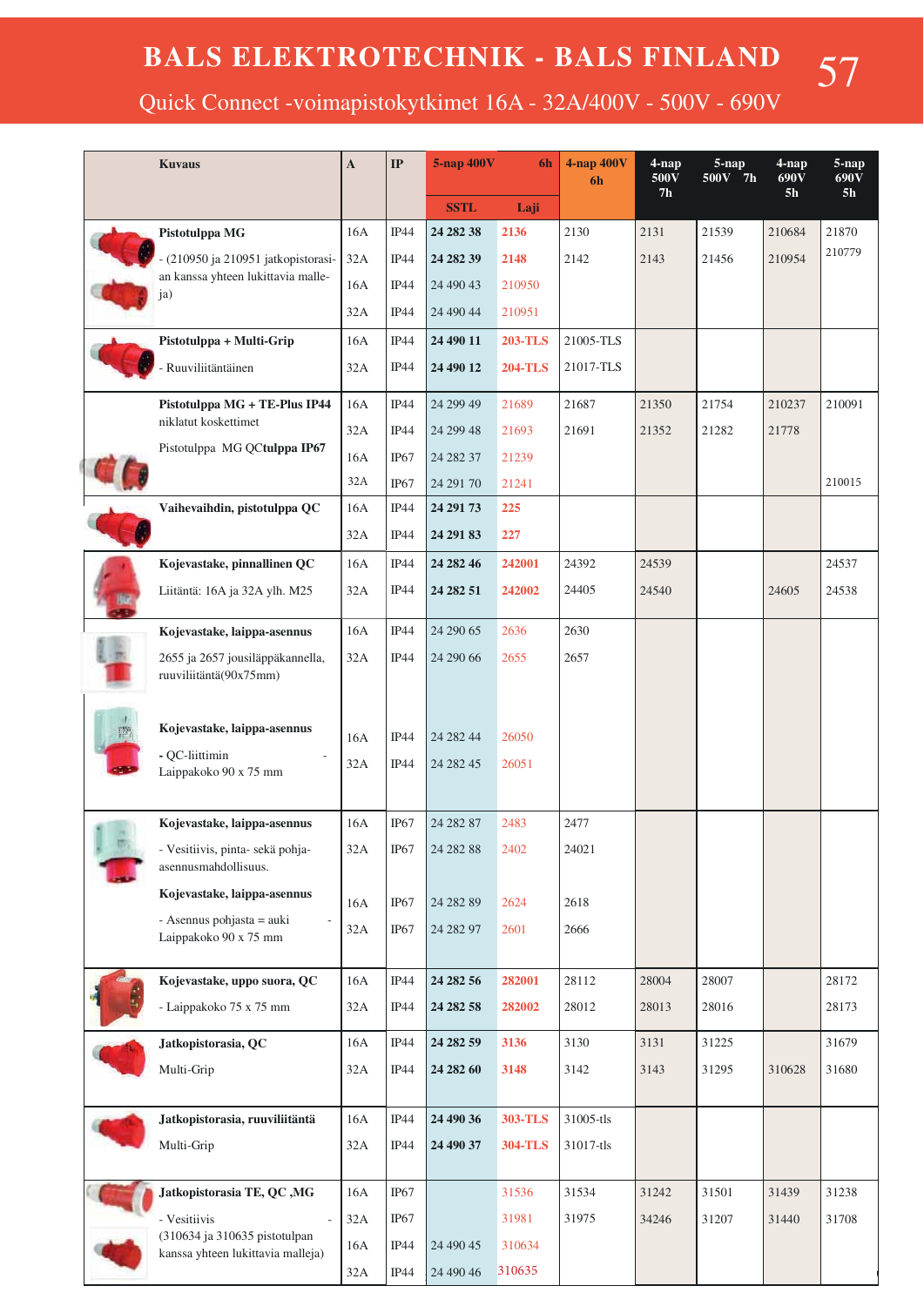# BALS ELEKTROTECHNIK - BALS FINLAND

## Quick Connect -voimapistokytkimet 16A - 32A/400V - 500V - 690V

| Kuvaus | A | IP | 5-nap 400V 6h SSTL | Laji | 4-nap 400V 6h | 4-nap 500V 7h | 5-nap 500V 7h | 4-nap 690V 5h | 5-nap 690V 5h |
|---|---|---|---|---|---|---|---|---|---|
| **Pistotulppa MG** | 16A | IP44 | **24 282 38** | **2136** | 2130 | 2131 | 21539 | 210684 | 21870 |
| - (210950 ja 210951 jatkopistorasian kanssa yhteen lukittavia malleja) | 32A | IP44 | **24 282 39** | **2148** | 2142 | 2143 | 21456 | 210954 | 210779 |
| | 16A | IP44 | 24 490 43 | 210950 | | | | | |
| | 32A | IP44 | 24 490 44 | 210951 | | | | | |
| **Pistotulppa + Multi-Grip** | 16A | IP44 | **24 490 11** | **203-TLS** | 21005-TLS | | | | |
| - Ruuviliitäntäinen | 32A | IP44 | **24 490 12** | **204-TLS** | 21017-TLS | | | | |
| **Pistotulppa MG + TE-Plus IP44** niklatut koskettimet | 16A | IP44 | 24 299 49 | 21689 | 21687 | 21350 | 21754 | 210237 | 210091 |
| | 32A | IP44 | 24 299 48 | 21693 | 21691 | 21352 | 21282 | 21778 | |
| Pistotulppa MG **QCtulppa IP67** | 16A | IP67 | 24 282 37 | 21239 | | | | | |
| | 32A | IP67 | 24 291 70 | 21241 | | | | | 210015 |
| **Vaihevaihdin, pistotulppa QC** | 16A | IP44 | **24 291 73** | **225** | | | | | |
| | 32A | IP44 | **24 291 83** | **227** | | | | | |
| **Kojevastake, pinnallinen QC** | 16A | IP44 | **24 282 46** | **242001** | 24392 | 24539 | | | 24537 |
| Liitäntä: 16A ja 32A ylh. M25 | 32A | IP44 | **24 282 51** | **242002** | 24405 | 24540 | | 24605 | 24538 |
| **Kojevastake, laippa-asennus** | 16A | IP44 | 24 290 65 | 2636 | 2630 | | | | |
| 2655 ja 2657 jousiläppäkannella, ruuviliitäntä(90x75mm) | 32A | IP44 | 24 290 66 | 2655 | 2657 | | | | |
| **Kojevastake, laippa-asennus** | 16A | IP44 | 24 282 44 | 26050 | | | | | |
| - QC-liittimin - Laippakoko 90 x 75 mm | 32A | IP44 | 24 282 45 | 26051 | | | | | |
| **Kojevastake, laippa-asennus** | 16A | IP67 | 24 282 87 | 2483 | 2477 | | | | |
| - Vesitiivis, pinta- sekä pohja-asennusmahdollisuus. | 32A | IP67 | 24 282 88 | 2402 | 24021 | | | | |
| **Kojevastake, laippa-asennus** | 16A | IP67 | 24 282 89 | 2624 | 2618 | | | | |
| - Asennus pohjasta = auki - Laippakoko 90 x 75 mm | 32A | IP67 | 24 282 97 | 2601 | 2666 | | | | |
| **Kojevastake, uppo suora, QC** | 16A | IP44 | **24 282 56** | **282001** | 28112 | 28004 | 28007 | | 28172 |
| - Laippakoko 75 x 75 mm | 32A | IP44 | **24 282 58** | **282002** | 28012 | 28013 | 28016 | | 28173 |
| **Jatkopistorasia, QC** | 16A | IP44 | **24 282 59** | **3136** | 3130 | 3131 | 31225 | | 31679 |
| Multi-Grip | 32A | IP44 | **24 282 60** | **3148** | 3142 | 3143 | 31295 | 310628 | 31680 |
| **Jatkopistorasia, ruuviliitäntä** | 16A | IP44 | **24 490 36** | **303-TLS** | 31005-tls | | | | |
| Multi-Grip | 32A | IP44 | **24 490 37** | **304-TLS** | 31017-tls | | | | |
| **Jatkopistorasia TE, QC ,MG** | 16A | IP67 | | 31536 | 31534 | 31242 | 31501 | 31439 | 31238 |
| - Vesitiivis - | 32A | IP67 | | 31981 | 31975 | 34246 | 31207 | 31440 | 31708 |
| (310634 ja 310635 pistotulpan kanssa yhteen lukittavia malleja) | 16A | IP44 | 24 490 45 | 310634 | | | | | |
| | 32A | IP44 | 24 490 46 | 310635 | | | | | |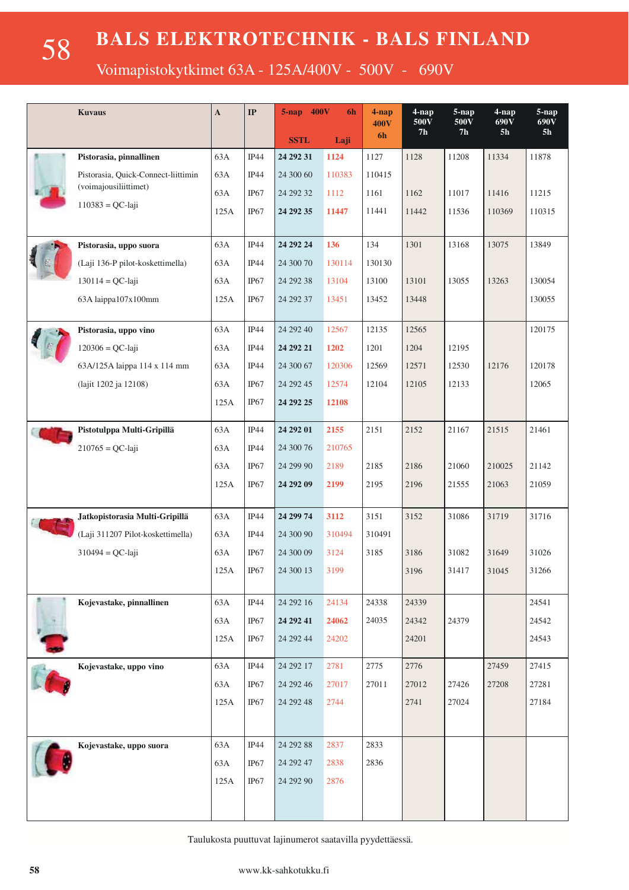# BALS ELEKTROTECHNIK - BALS FINLAND

## Voimapistokytkimet 63A - 125A/400V - 500V - 690V

| Kuvaus | A | IP | 5-nap 400V 6h SSTL | Laji | 4-nap 400V 6h | 4-nap 500V 7h | 5-nap 500V 7h | 4-nap 690V 5h | 5-nap 690V 5h |
|---|---|---|---|---|---|---|---|---|---|
| **Pistorasia, pinnallinen** | 63A | IP44 | **24 292 31** | **1124** | 1127 | 1128 | 11208 | 11334 | 11878 |
| Pistorasia, Quick-Connect-liittimin (voimajousiliittimet) | 63A | IP44 | 24 300 60 | 110383 | 110415 | | | | |
| 110383 = QC-laji | 63A | IP67 | 24 292 32 | 1112 | 1161 | 1162 | 11017 | 11416 | 11215 |
| | 125A | IP67 | **24 292 35** | **11447** | 11441 | 11442 | 11536 | 110369 | 110315 |
| **Pistorasia, uppo suora** | 63A | IP44 | **24 292 24** | **136** | 134 | 1301 | 13168 | 13075 | 13849 |
| (Laji 136-P pilot-koskettimella) | 63A | IP44 | 24 300 70 | 130114 | 130130 | | | | |
| 130114 = QC-laji | 63A | IP67 | 24 292 38 | 13104 | 13100 | 13101 | 13055 | 13263 | 130054 |
| 63A laippa107x100mm | 125A | IP67 | 24 292 37 | 13451 | 13452 | 13448 | | | 130055 |
| **Pistorasia, uppo vino** | 63A | IP44 | 24 292 40 | 12567 | 12135 | 12565 | | | 120175 |
| 120306 = QC-laji | 63A | IP44 | **24 292 21** | **1202** | 1201 | 1204 | 12195 | | |
| 63A/125A laippa 114 x 114 mm | 63A | IP44 | 24 300 67 | 120306 | 12569 | 12571 | 12530 | 12176 | 120178 |
| (lajit 1202 ja 12108) | 63A | IP67 | 24 292 45 | 12574 | 12104 | 12105 | 12133 | | 12065 |
| | 125A | IP67 | **24 292 25** | **12108** | | | | | |
| **Pistotulppa Multi-Gripillä** | 63A | IP44 | **24 292 01** | **2155** | 2151 | 2152 | 21167 | 21515 | 21461 |
| 210765 = QC-laji | 63A | IP44 | 24 300 76 | 210765 | | | | | |
| | 63A | IP67 | 24 299 90 | 2189 | 2185 | 2186 | 21060 | 210025 | 21142 |
| | 125A | IP67 | **24 292 09** | **2199** | 2195 | 2196 | 21555 | 21063 | 21059 |
| **Jatkopistorasia Multi-Gripillä** | 63A | IP44 | **24 299 74** | **3112** | 3151 | 3152 | 31086 | 31719 | 31716 |
| (Laji 311207 Pilot-koskettimella) | 63A | IP44 | 24 300 90 | 310494 | 310491 | | | | |
| 310494 = QC-laji | 63A | IP67 | 24 300 09 | 3124 | 3185 | 3186 | 31082 | 31649 | 31026 |
| | 125A | IP67 | 24 300 13 | 3199 | | 3196 | 31417 | 31045 | 31266 |
| **Kojevastake, pinnallinen** | 63A | IP44 | 24 292 16 | 24134 | 24338 | 24339 | | | 24541 |
| | 63A | IP67 | **24 292 41** | **24062** | 24035 | 24342 | 24379 | | 24542 |
| | 125A | IP67 | 24 292 44 | 24202 | | 24201 | | | 24543 |
| **Kojevastake, uppo vino** | 63A | IP44 | 24 292 17 | 2781 | 2775 | 2776 | | 27459 | 27415 |
| | 63A | IP67 | 24 292 46 | 27017 | 27011 | 27012 | 27426 | 27208 | 27281 |
| | 125A | IP67 | 24 292 48 | 2744 | | 2741 | 27024 | | 27184 |
| **Kojevastake, uppo suora** | 63A | IP44 | 24 292 88 | 2837 | 2833 | | | | |
| | 63A | IP67 | 24 292 47 | 2838 | 2836 | | | | |
| | 125A | IP67 | 24 292 90 | 2876 | | | | | |

Taulukosta puuttuvat lajinumerot saatavilla pyydettäessä.